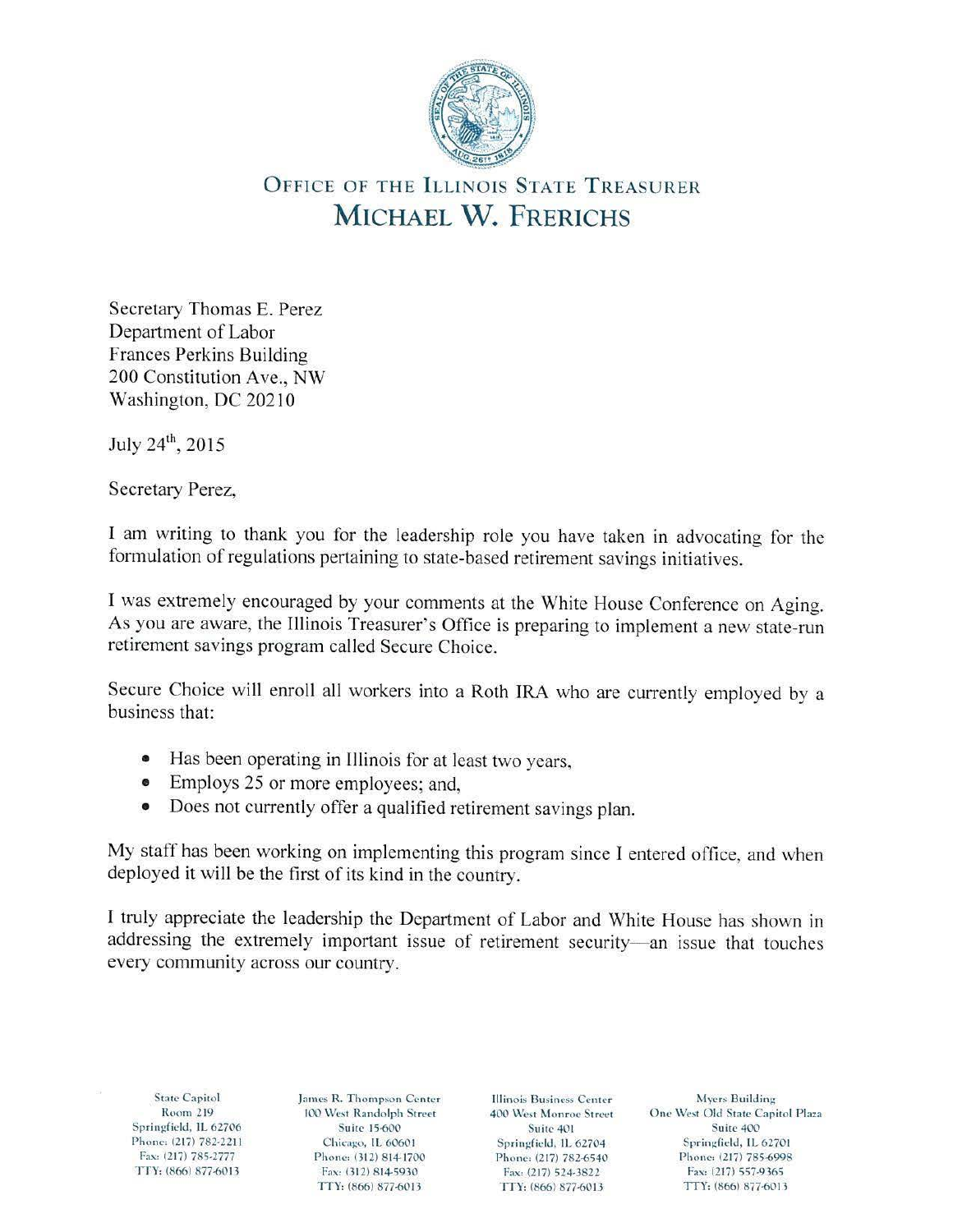# OFFICE OF THE ILLINOIS STATE TREASURER

## MICHAEL W. FRERICHS

Secretary Thomas E. Perez
Department of Labor
Frances Perkins Building
200 Constitution Ave., NW
Washington, DC 20210

July 24th, 2015

Secretary Perez,

I am writing to thank you for the leadership role you have taken in advocating for the formulation of regulations pertaining to state-based retirement savings initiatives.

I was extremely encouraged by your comments at the White House Conference on Aging. As you are aware, the Illinois Treasurer's Office is preparing to implement a new state-run retirement savings program called Secure Choice.

Secure Choice will enroll all workers into a Roth IRA who are currently employed by a business that:

- Has been operating in Illinois for at least two years,
- Employs 25 or more employees; and,
- Does not currently offer a qualified retirement savings plan.

My staff has been working on implementing this program since I entered office, and when deployed it will be the first of its kind in the country.

I truly appreciate the leadership the Department of Labor and White House has shown in addressing the extremely important issue of retirement security—an issue that touches every community across our country.

State Capitol
Room 219
Springfield, IL 62706
Phone: (217) 782-2211
Fax: (217) 785-2777
TTY: (866) 877-6013

James R. Thompson Center
100 West Randolph Street
Suite 15-600
Chicago, IL 60601
Phone: (312) 814-1700
Fax: (312) 814-5930
TTY: (866) 877-6013

Illinois Business Center
400 West Monroe Street
Suite 401
Springfield, IL 62704
Phone: (217) 782-6540
Fax: (217) 524-3822
TTY: (866) 877-6013

Myers Building
One West Old State Capitol Plaza
Suite 400
Springfield, IL 62701
Phone: (217) 785-6998
Fax: (217) 557-9365
TTY: (866) 877-6013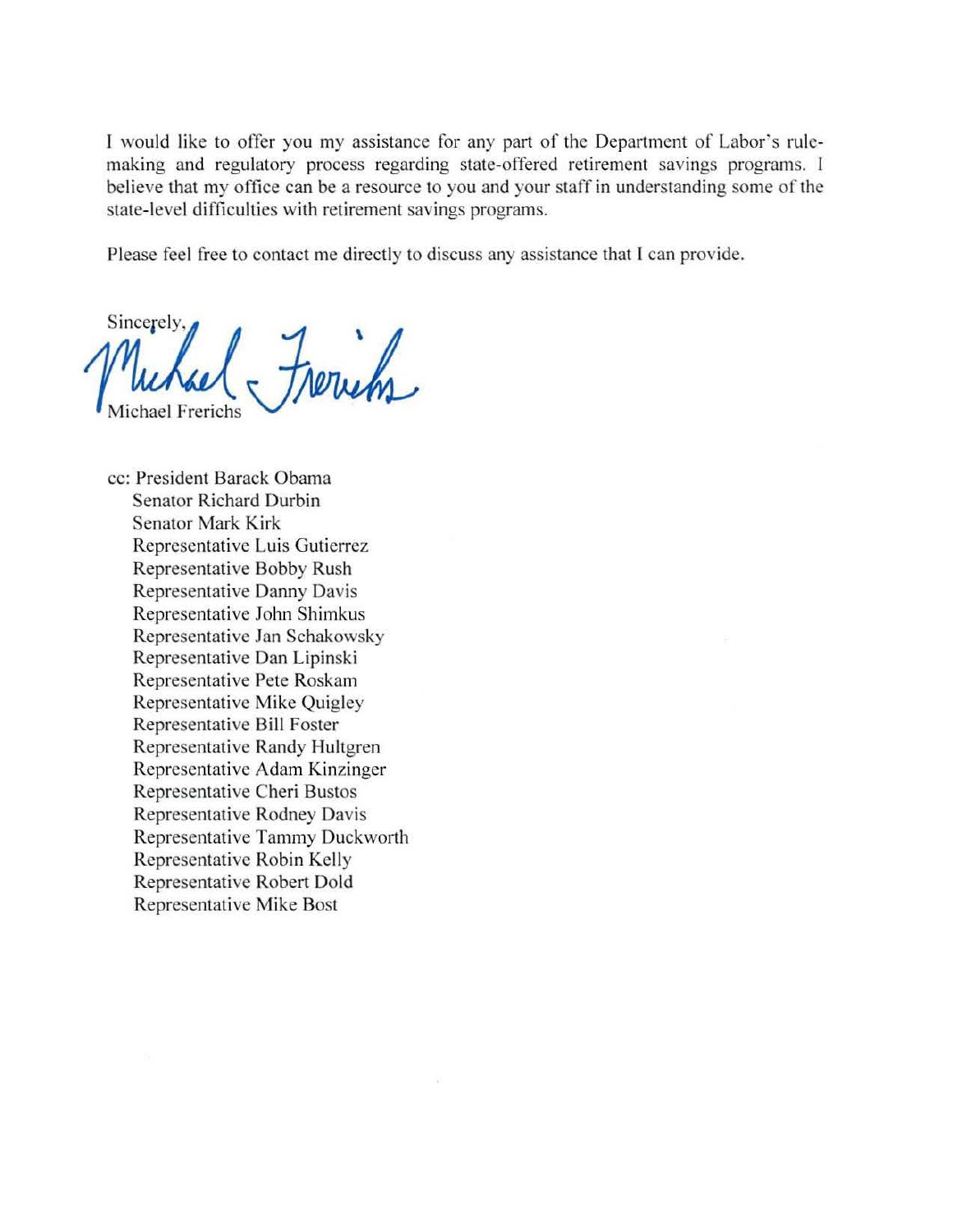I would like to offer you my assistance for any part of the Department of Labor's rule-making and regulatory process regarding state-offered retirement savings programs. I believe that my office can be a resource to you and your staff in understanding some of the state-level difficulties with retirement savings programs.

Please feel free to contact me directly to discuss any assistance that I can provide.

Sincerely,

Michael Frerichs

cc: President Barack Obama
Senator Richard Durbin
Senator Mark Kirk
Representative Luis Gutierrez
Representative Bobby Rush
Representative Danny Davis
Representative John Shimkus
Representative Jan Schakowsky
Representative Dan Lipinski
Representative Pete Roskam
Representative Mike Quigley
Representative Bill Foster
Representative Randy Hultgren
Representative Adam Kinzinger
Representative Cheri Bustos
Representative Rodney Davis
Representative Tammy Duckworth
Representative Robin Kelly
Representative Robert Dold
Representative Mike Bost